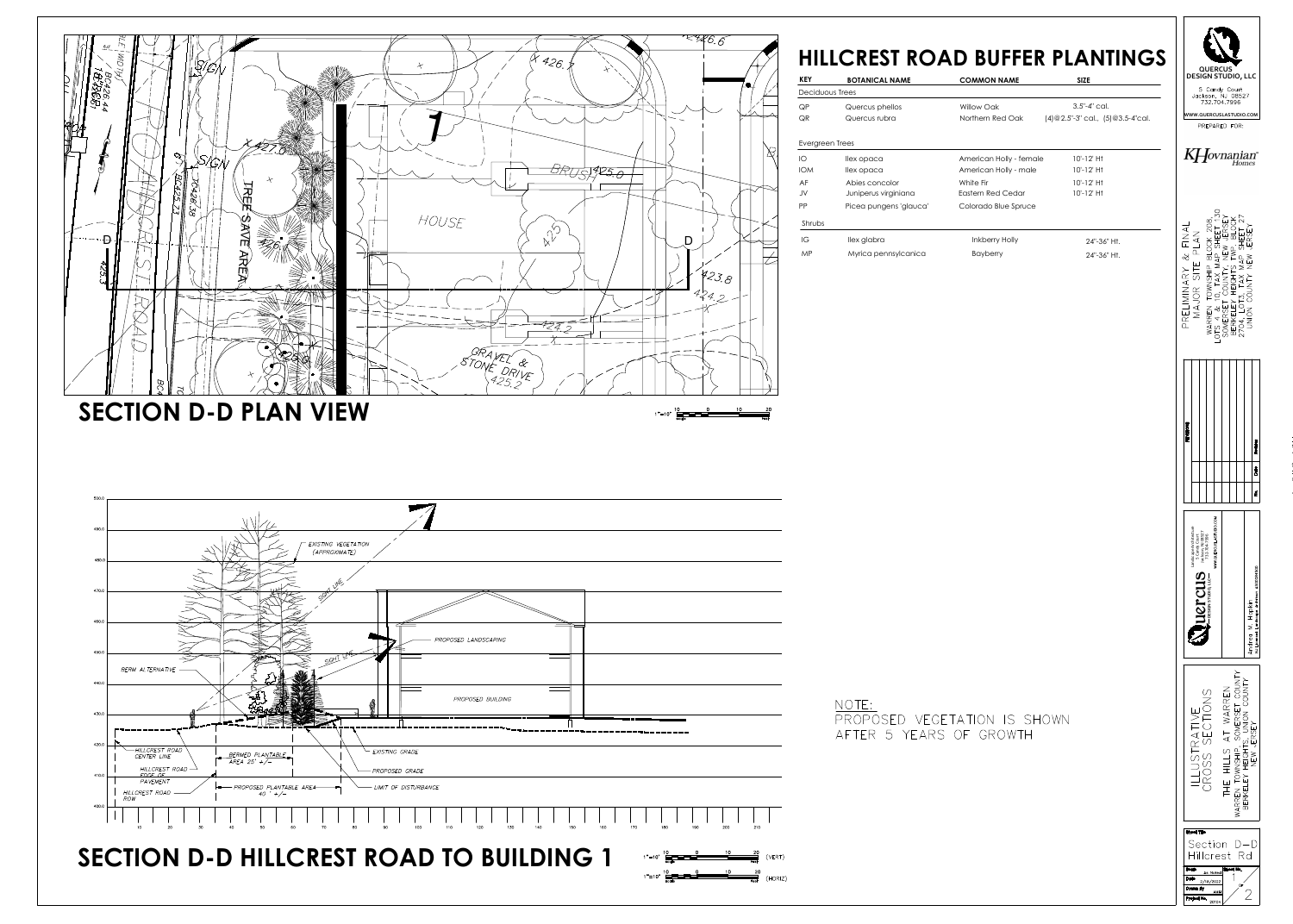# HILLCREST ROAD BUFFER PLANTINGS

| KEY | BOTANICAL NAME | COMMON NAME | SIZE |
|---|---|---|---|
| Deciduous Trees | | | |
| QP | Quercus phellos | Willow Oak | 3.5"-4" cal. |
| QR | Quercus rubra | Northern Red Oak | (4)@2.5"-3" cal., (5)@3.5-4"cal. |
| Evergreen Trees | | | |
| IO | Ilex opaca | American Holly - female | 10'-12' Ht |
| IOM | Ilex opaca | American Holly - male | 10'-12' Ht |
| AF | Abies concolor | White Fir | 10'-12' Ht |
| JV | Juniperus virginiana | Eastern Red Cedar | 10'-12' Ht |
| PP | Picea pungens 'glauca' | Colorado Blue Spruce | |
| Shrubs | | | |
| IG | Ilex glabra | Inkberry Holly | 24"-36" Ht. |
| MP | Myrica pennsylcanica | Bayberry | 24"-36" Ht. |

## SECTION D-D PLAN VIEW

1"=10'

HILLCREST ROAD — TREE SAVE AREA — HOUSE — BRUSH — GRAVEL & STONE DRIVE — SIGN

## SECTION D-D HILLCREST ROAD TO BUILDING 1

1"=10' (VERT)
1"=10' (HORIZ)

EXISTING VEGETATION (APPROXIMATE)
SIGHT LINE
PROPOSED LANDSCAPING
BERM ALTERNATIVE
PROPOSED BUILDING
HILLCREST ROAD CENTER LINE
HILLCREST ROAD EDGE OF PAVEMENT
HILLCREST ROAD ROW
BERMED PLANTABLE AREA 25' +/-
PROPOSED PLANTABLE AREA 40' +/-
EXISTING GRADE
PROPOSED GRADE
LIMIT OF DISTURBANCE

NOTE:
PROPOSED VEGETATION IS SHOWN AFTER 5 YEARS OF GROWTH

QUERCUS DESIGN STUDIO, LLC
5 Candy Court
Jackson, NJ 08527
732.704.7996
WWW.QUERCUSLASTUDIO.COM

PREPARED FOR:
K Hovnanian Homes

PRELIMINARY & FINAL MAJOR SITE PLAN
WARREN TOWNSHIP BLOCK 208, LOTS 4 & 10, TAX MAP SHEET 30
SOMERSET COUNTY, NEW JERSEY
BERKELEY HEIGHTS TWP BLOCK 2704, LOTS, TAX MAP SHEET 27
UNION COUNTY NEW JERSEY

Andrea M. Hopkin

ILLUSTRATIVE CROSS SECTIONS
THE HILLS AT WARREN
WARREN TOWNSHIP, SOMERSET COUNTY
BERKELEY HEIGHTS, UNION COUNTY
NEW JERSEY

Sheet Title: Section D-D Hillcrest Rd
Scale: As Noted
Date: 2/18/2022
Drawn By: AMH
Project No.: 20104
Sheet No.: 2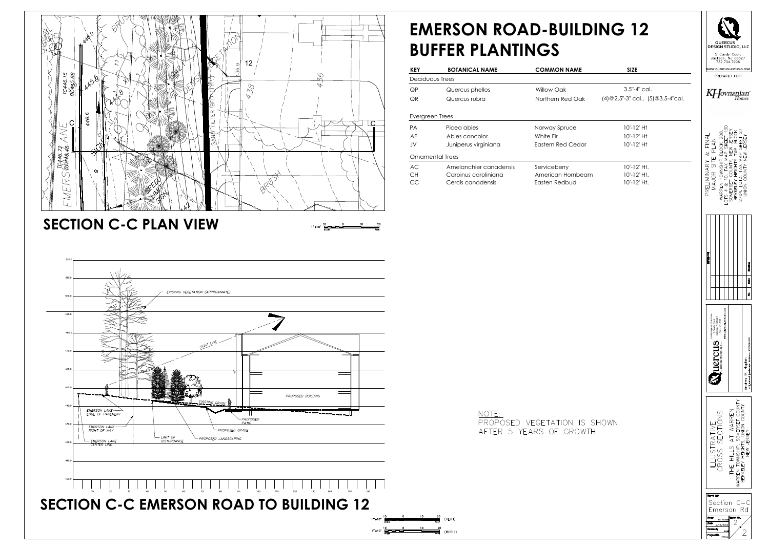# EMERSON ROAD-BUILDING 12 BUFFER PLANTINGS

| KEY | BOTANICAL NAME | COMMON NAME | SIZE |
|---|---|---|---|
| Deciduous Trees | | | |
| QP | Quercus phellos | Willow Oak | 3.5"-4" cal. |
| QR | Quercus rubra | Northern Red Oak | (4)@2.5"-3" cal., (5)@3.5-4"cal. |
| Evergreen Trees | | | |
| PA | Picea abies | Norway Spruce | 10'-12' Ht |
| AF | Abies concolor | White Fir | 10'-12' Ht |
| JV | Juniperus virginiana | Eastern Red Cedar | 10'-12' Ht |
| Ornamental Trees | | | |
| AC | Amelanchier canadensis | Serviceberry | 10'-12' Ht. |
| CH | Carpinus caroliniana | American Hornbeam | 10'-12' Ht. |
| CC | Cercis canadensis | Easten Redbud | 10'-12' Ht. |

## SECTION C-C PLAN VIEW

1"=10'

EMERSON LANE
TC446.15
BC445.88
TC446.72
BC446.45
446.0
446.6
438
436
436.9
12
C
C
SAND FILTER BED
BRUSH
DENSE VEGETATION
SPEED LIMIT SIGN

## SECTION C-C EMERSON ROAD TO BUILDING 12

EXISTING VEGETATION (APPROXIMATE)
SIGHT LINE
PROPOSED BUILDING
EXISTING GRADE
PROPOSED PATIO
PROPOSED GRADE
PROPOSED LANDSCAPING
LIMIT OF DISTURBANCE
EMERSON LANE EDGE OF PAVEMENT
EMERSON LANE RIGHT OF WAY
EMERSON LANE CENTER LINE

1"=10' (VERT)
1"=10' (HORIZ)

NOTE:
PROPOSED VEGETATION IS SHOWN AFTER 5 YEARS OF GROWTH

QUERCUS DESIGN STUDIO, LLC
5 Candy Court
Jackson, NJ 08527
732.704.7996
WWW.QUERCUSLASTUDIO.COM

PREPARED FOR:
K Hovnanian Homes

PRELIMINARY & FINAL MAJOR SITE PLAN
WARREN TOWNSHIP BLOCK 208, LOTS 4 & 10, TAX MAP SHEET 150
SOMERSET COUNTY, NEW JERSEY
BERKELEY HEIGHTS TWP. BLOCK 2704, LOT 3, TAX MAP SHEET 27
UNION COUNTY, NEW JERSEY

Andrea M. Hopkin
NJ Licensed Landscape Architect

ILLUSTRATIVE CROSS SECTIONS
THE HILLS AT WARREN
WARREN TOWNSHIP, SOMERSET COUNTY
BERKELEY HEIGHTS, UNION COUNTY
NEW JERSEY

Sheet Title: Section C-C Emerson Rd
Date: 2/16/2022
Sheet No. 2 of 2